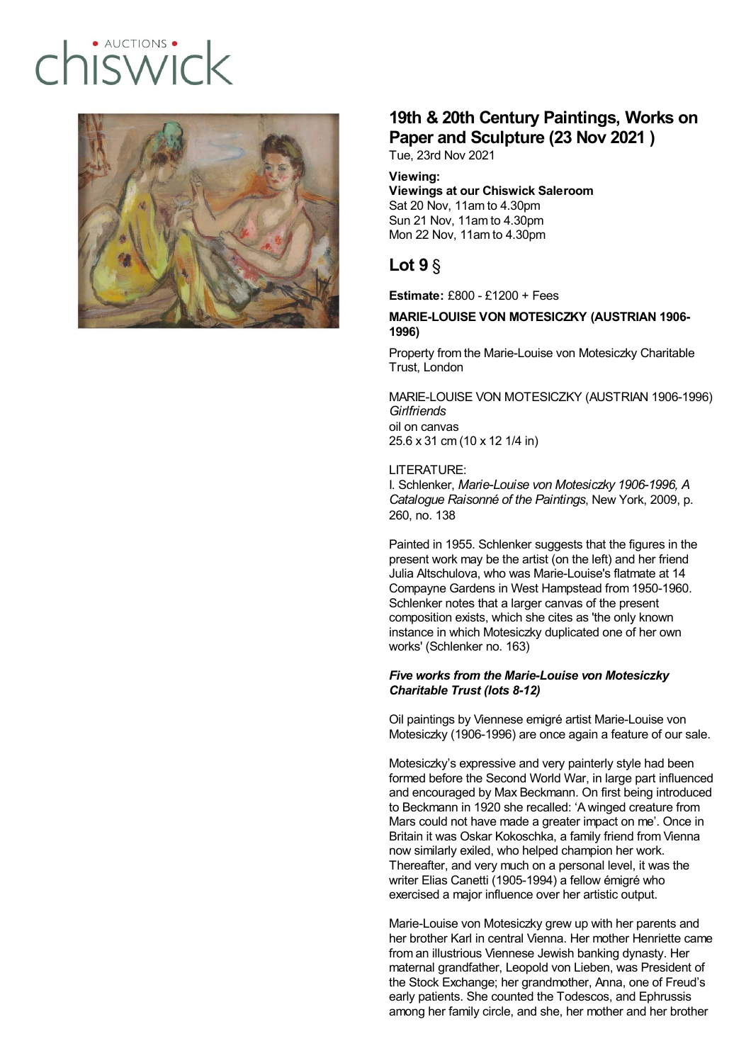# 19th & 20th Century Paintings, Works on Paper and Sculpture (23 Nov 2021 )

Tue, 23rd Nov 2021

**Viewing:**
**Viewings at our Chiswick Saleroom**
Sat 20 Nov, 11am to 4.30pm
Sun 21 Nov, 11am to 4.30pm
Mon 22 Nov, 11am to 4.30pm

## Lot 9 §

**Estimate:** £800 - £1200 + Fees

**MARIE-LOUISE VON MOTESICZKY (AUSTRIAN 1906-1996)**

Property from the Marie-Louise von Motesiczky Charitable Trust, London

MARIE-LOUISE VON MOTESICZKY (AUSTRIAN 1906-1996)
*Girlfriends*
oil on canvas
25.6 x 31 cm (10 x 12 1/4 in)

LITERATURE:
I. Schlenker, *Marie-Louise von Motesiczky 1906-1996, A Catalogue Raisonné of the Paintings*, New York, 2009, p. 260, no. 138

Painted in 1955. Schlenker suggests that the figures in the present work may be the artist (on the left) and her friend Julia Altschulova, who was Marie-Louise's flatmate at 14 Compayne Gardens in West Hampstead from 1950-1960. Schlenker notes that a larger canvas of the present composition exists, which she cites as 'the only known instance in which Motesiczky duplicated one of her own works' (Schlenker no. 163)

***Five works from the Marie-Louise von Motesiczky Charitable Trust (lots 8-12)***

Oil paintings by Viennese emigré artist Marie-Louise von Motesiczky (1906-1996) are once again a feature of our sale.

Motesiczky's expressive and very painterly style had been formed before the Second World War, in large part influenced and encouraged by Max Beckmann. On first being introduced to Beckmann in 1920 she recalled: 'A winged creature from Mars could not have made a greater impact on me'. Once in Britain it was Oskar Kokoschka, a family friend from Vienna now similarly exiled, who helped champion her work. Thereafter, and very much on a personal level, it was the writer Elias Canetti (1905-1994) a fellow émigré who exercised a major influence over her artistic output.

Marie-Louise von Motesiczky grew up with her parents and her brother Karl in central Vienna. Her mother Henriette came from an illustrious Viennese Jewish banking dynasty. Her maternal grandfather, Leopold von Lieben, was President of the Stock Exchange; her grandmother, Anna, one of Freud's early patients. She counted the Todescos, and Ephrussis among her family circle, and she, her mother and her brother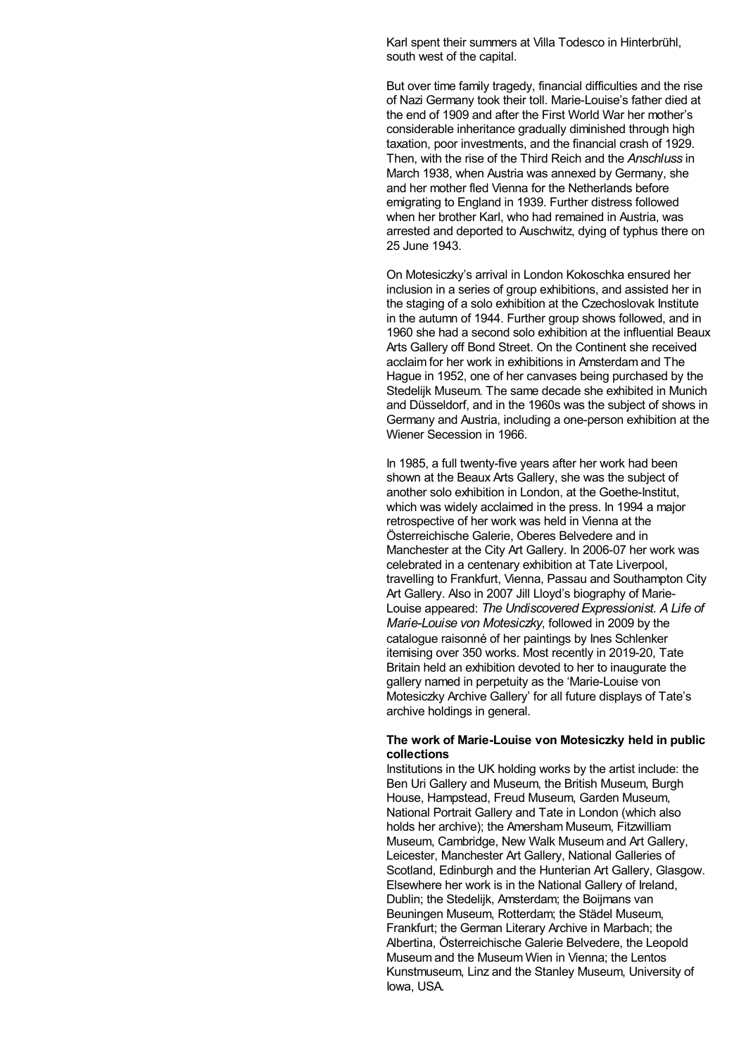Karl spent their summers at Villa Todesco in Hinterbrühl, south west of the capital.

But over time family tragedy, financial difficulties and the rise of Nazi Germany took their toll. Marie-Louise's father died at the end of 1909 and after the First World War her mother's considerable inheritance gradually diminished through high taxation, poor investments, and the financial crash of 1929. Then, with the rise of the Third Reich and the *Anschluss* in March 1938, when Austria was annexed by Germany, she and her mother fled Vienna for the Netherlands before emigrating to England in 1939. Further distress followed when her brother Karl, who had remained in Austria, was arrested and deported to Auschwitz, dying of typhus there on 25 June 1943.

On Motesiczky's arrival in London Kokoschka ensured her inclusion in a series of group exhibitions, and assisted her in the staging of a solo exhibition at the Czechoslovak Institute in the autumn of 1944. Further group shows followed, and in 1960 she had a second solo exhibition at the influential Beaux Arts Gallery off Bond Street. On the Continent she received acclaim for her work in exhibitions in Amsterdam and The Hague in 1952, one of her canvases being purchased by the Stedelijk Museum. The same decade she exhibited in Munich and Düsseldorf, and in the 1960s was the subject of shows in Germany and Austria, including a one-person exhibition at the Wiener Secession in 1966.

In 1985, a full twenty-five years after her work had been shown at the Beaux Arts Gallery, she was the subject of another solo exhibition in London, at the Goethe-Institut, which was widely acclaimed in the press. In 1994 a major retrospective of her work was held in Vienna at the Österreichische Galerie, Oberes Belvedere and in Manchester at the City Art Gallery. In 2006-07 her work was celebrated in a centenary exhibition at Tate Liverpool, travelling to Frankfurt, Vienna, Passau and Southampton City Art Gallery. Also in 2007 Jill Lloyd's biography of Marie-Louise appeared: *The Undiscovered Expressionist. A Life of Marie-Louise von Motesiczky*, followed in 2009 by the catalogue raisonné of her paintings by Ines Schlenker itemising over 350 works. Most recently in 2019-20, Tate Britain held an exhibition devoted to her to inaugurate the gallery named in perpetuity as the 'Marie-Louise von Motesiczky Archive Gallery' for all future displays of Tate's archive holdings in general.

**The work of Marie-Louise von Motesiczky held in public collections**

Institutions in the UK holding works by the artist include: the Ben Uri Gallery and Museum, the British Museum, Burgh House, Hampstead, Freud Museum, Garden Museum, National Portrait Gallery and Tate in London (which also holds her archive); the Amersham Museum, Fitzwilliam Museum, Cambridge, New Walk Museum and Art Gallery, Leicester, Manchester Art Gallery, National Galleries of Scotland, Edinburgh and the Hunterian Art Gallery, Glasgow. Elsewhere her work is in the National Gallery of Ireland, Dublin; the Stedelijk, Amsterdam; the Boijmans van Beuningen Museum, Rotterdam; the Städel Museum, Frankfurt; the German Literary Archive in Marbach; the Albertina, Österreichische Galerie Belvedere, the Leopold Museum and the Museum Wien in Vienna; the Lentos Kunstmuseum, Linz and the Stanley Museum, University of Iowa, USA.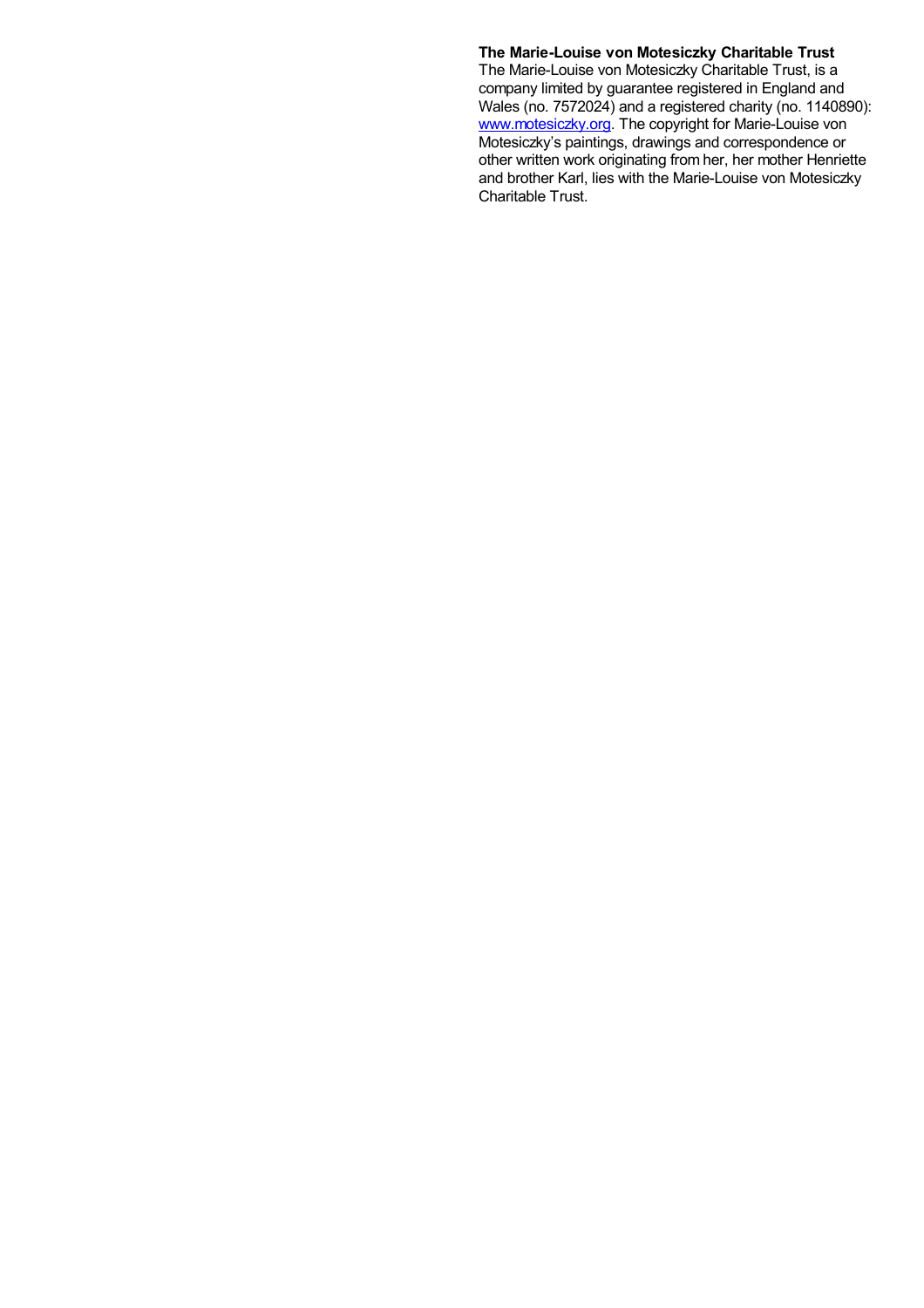**The Marie-Louise von Motesiczky Charitable Trust**

The Marie-Louise von Motesiczky Charitable Trust, is a company limited by guarantee registered in England and Wales (no. 7572024) and a registered charity (no. 1140890): www.motesiczky.org. The copyright for Marie-Louise von Motesiczky's paintings, drawings and correspondence or other written work originating from her, her mother Henriette and brother Karl, lies with the Marie-Louise von Motesiczky Charitable Trust.